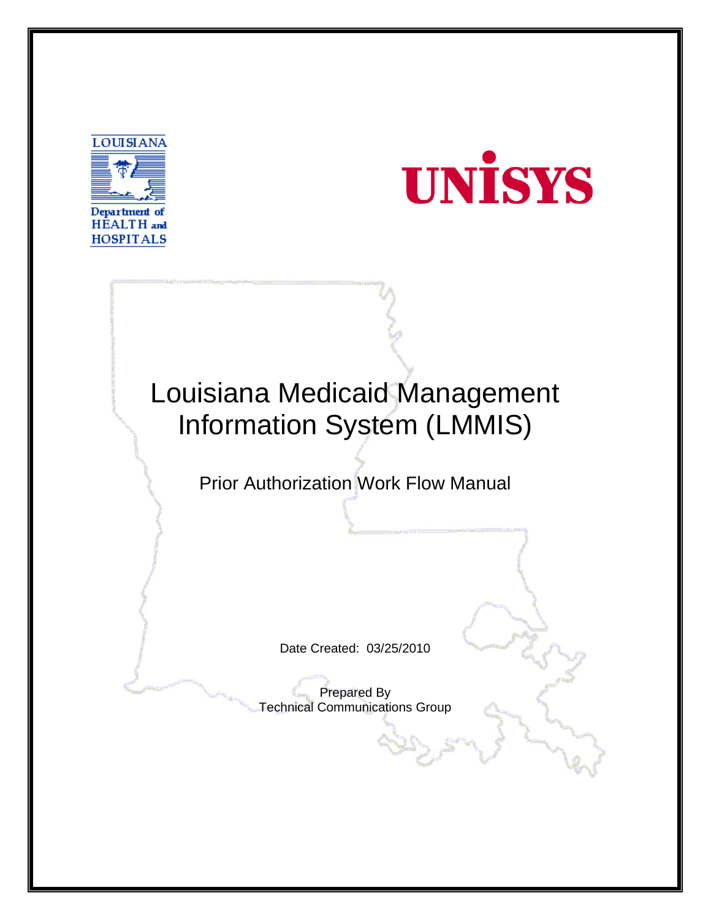LOUISIANA

Department of HEALTH and HOSPITALS

UNISYS

# Louisiana Medicaid Management Information System (LMMIS)

## Prior Authorization Work Flow Manual

Date Created: 03/25/2010

Prepared By
Technical Communications Group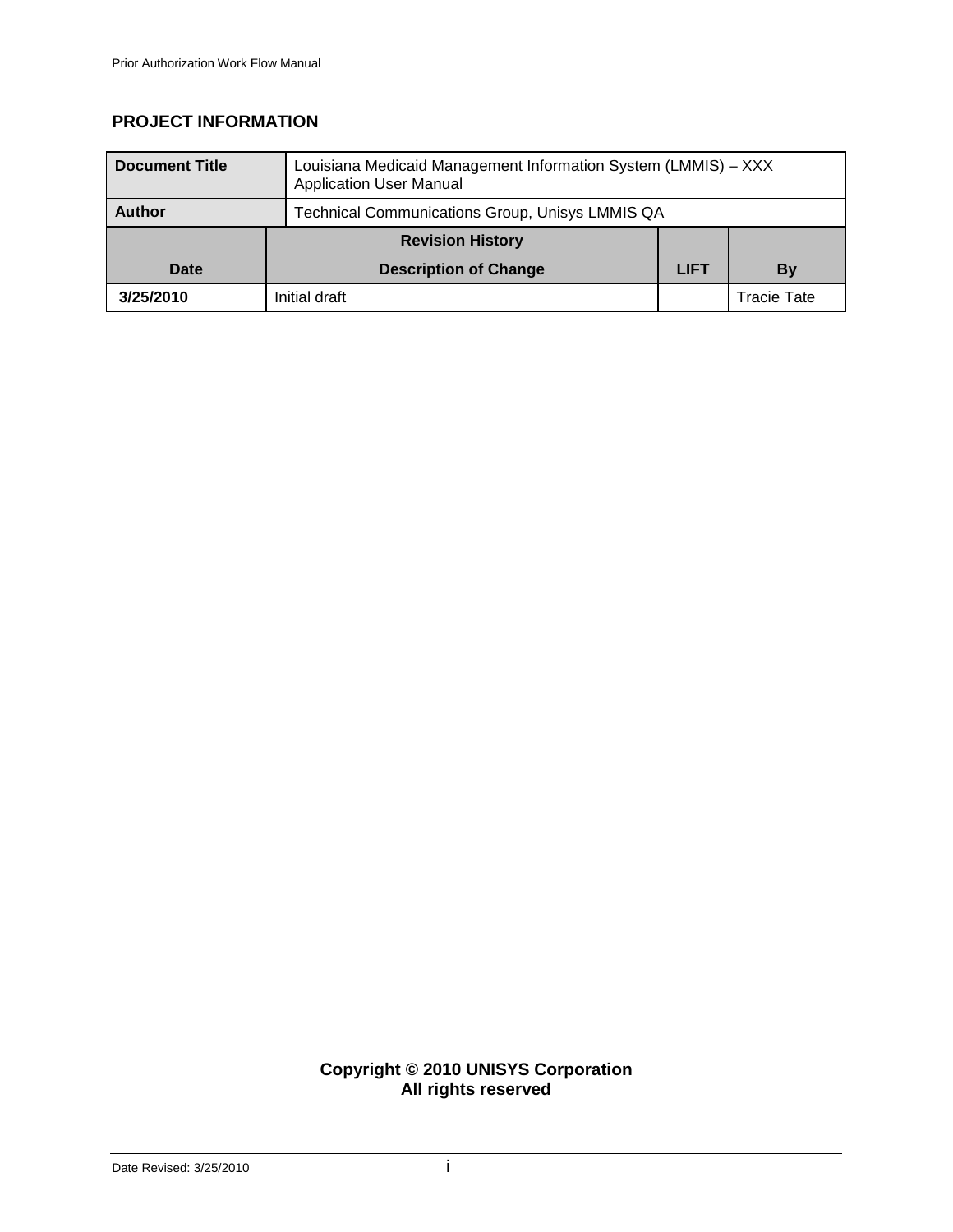## PROJECT INFORMATION

| Document Title | Louisiana Medicaid Management Information System (LMMIS) – XXX Application User Manual | | |
|---|---|---|---|
| **Author** | Technical Communications Group, Unisys LMMIS QA | | |
| | **Revision History** | | |
| **Date** | **Description of Change** | **LIFT** | **By** |
| **3/25/2010** | Initial draft | | Tracie Tate |

**Copyright © 2010 UNISYS Corporation**
**All rights reserved**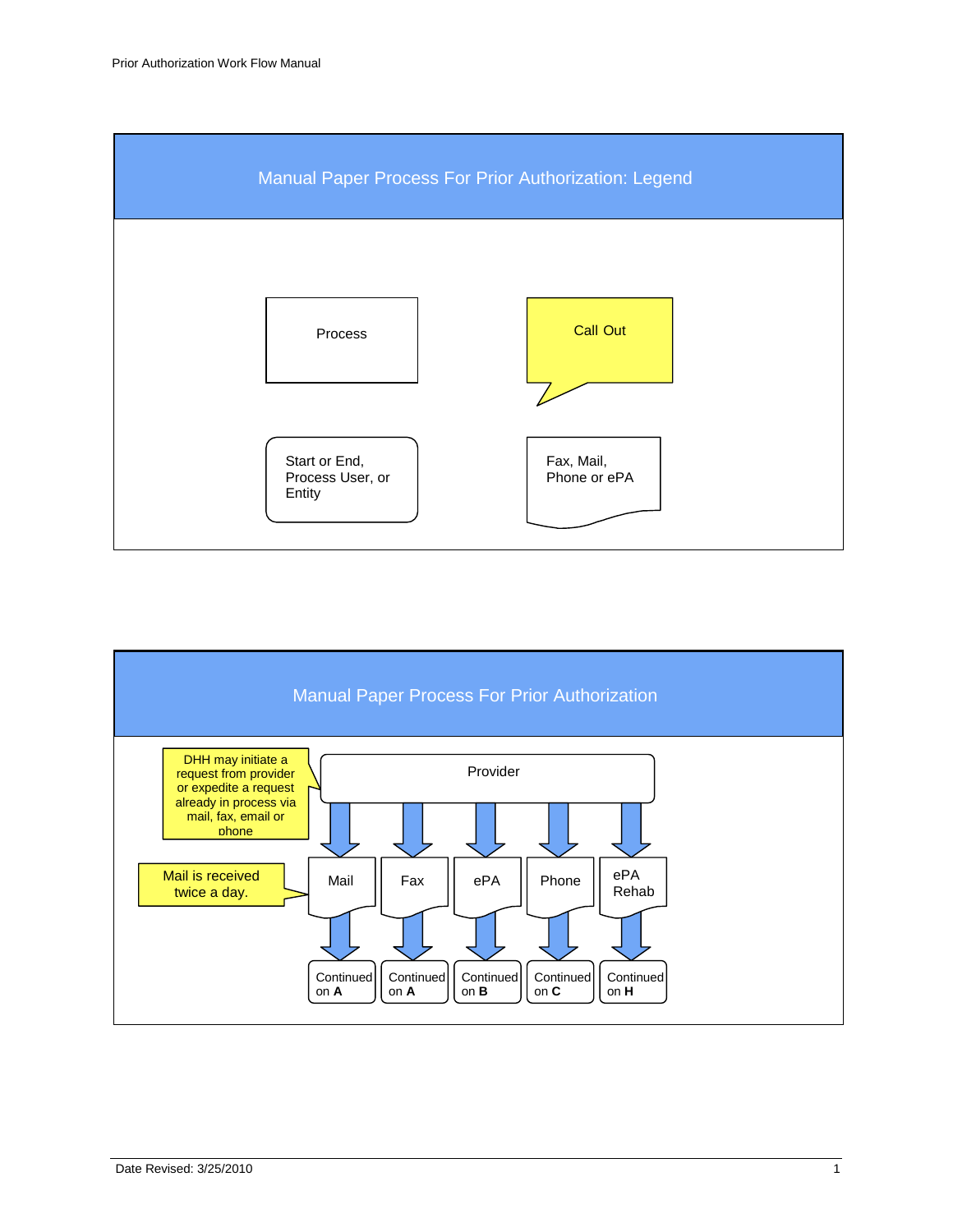## Manual Paper Process For Prior Authorization: Legend

Process

Call Out

Start or End, Process User, or Entity

Fax, Mail, Phone or ePA

## Manual Paper Process For Prior Authorization

DHH may initiate a request from provider or expedite a request already in process via mail, fax, email or phone

Provider

Mail is received twice a day.

| Mail | Fax | ePA | Phone | ePA Rehab |
|---|---|---|---|---|
| Continued on **A** | Continued on **A** | Continued on **B** | Continued on **C** | Continued on **H** |

Date Revised: 3/25/2010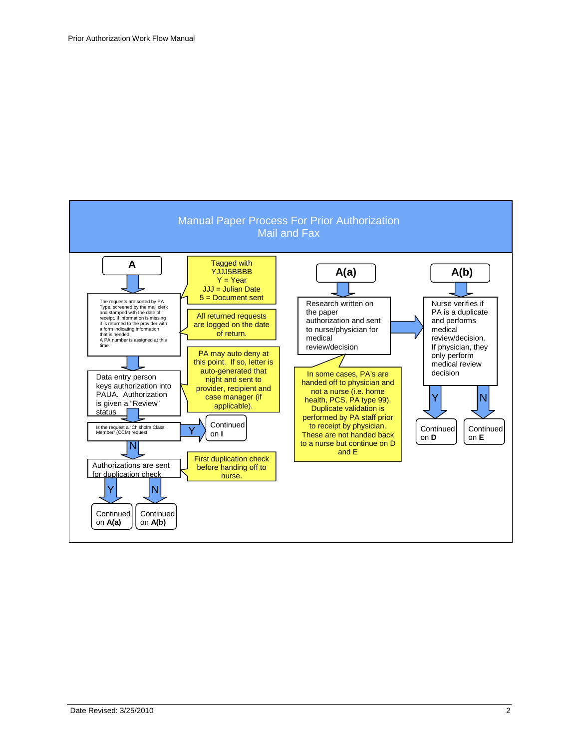# Manual Paper Process For Prior Authorization
## Mail and Fax

### A

The requests are sorted by PA Type, screened by the mail clerk and stamped with the date of receipt. If information is missing it is returned to the provider with a form indicating information that is needed.
A PA number is assigned at this time.

> Tagged with YJJJ5BBBB
> Y = Year
> JJJ = Julian Date
> 5 = Document sent

> All returned requests are logged on the date of return.

Data entry person keys authorization into PAUA. Authorization is given a "Review" status

> PA may auto deny at this point. If so, letter is auto-generated that night and sent to provider, recipient and case manager (if applicable).

Is the request a "Chisholm Class Member" (CCM) request

- Y → Continued on **I**
- N → Authorizations are sent for duplication check

> First duplication check before handing off to nurse.

Authorizations are sent for duplication check

- Y → Continued on **A(a)**
- N → Continued on **A(b)**

### A(a)

Research written on the paper authorization and sent to nurse/physician for medical review/decision → A(b)

> In some cases, PA's are handed off to physician and not a nurse (i.e. home health, PCS, PA type 99). Duplicate validation is performed by PA staff prior to receipt by physician. These are not handed back to a nurse but continue on D and E

### A(b)

Nurse verifies if PA is a duplicate and performs medical review/decision. If physician, they only perform medical review decision

- Y → Continued on **D**
- N → Continued on **E**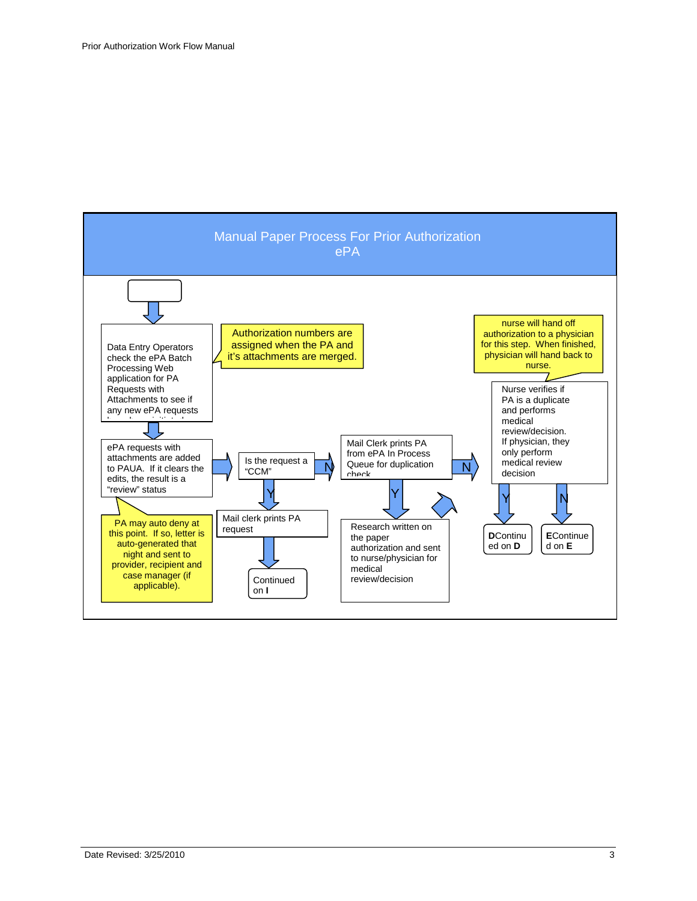## Manual Paper Process For Prior Authorization ePA

Data Entry Operators check the ePA Batch Processing Web application for PA Requests with Attachments to see if any new ePA requests

> Authorization numbers are assigned when the PA and it's attachments are merged.

ePA requests with attachments are added to PAUA. If it clears the edits, the result is a "review" status

> PA may auto deny at this point. If so, letter is auto-generated that night and sent to provider, recipient and case manager (if applicable).

Is the request a "CCM"

- Y → Mail clerk prints PA request → Continued on **I**
- N → Mail Clerk prints PA from ePA In Process Queue for duplication check

Mail Clerk prints PA from ePA In Process Queue for duplication check

- Y → Research written on the paper authorization and sent to nurse/physician for medical review/decision
- N → Nurse verifies if PA is a duplicate and performs medical review/decision. If physician, they only perform medical review decision

> nurse will hand off authorization to a physician for this step. When finished, physician will hand back to nurse.

Nurse verifies if PA is a duplicate and performs medical review/decision. If physician, they only perform medical review decision

- Y → **D** Continued on **D**
- N → **E** Continued on **E**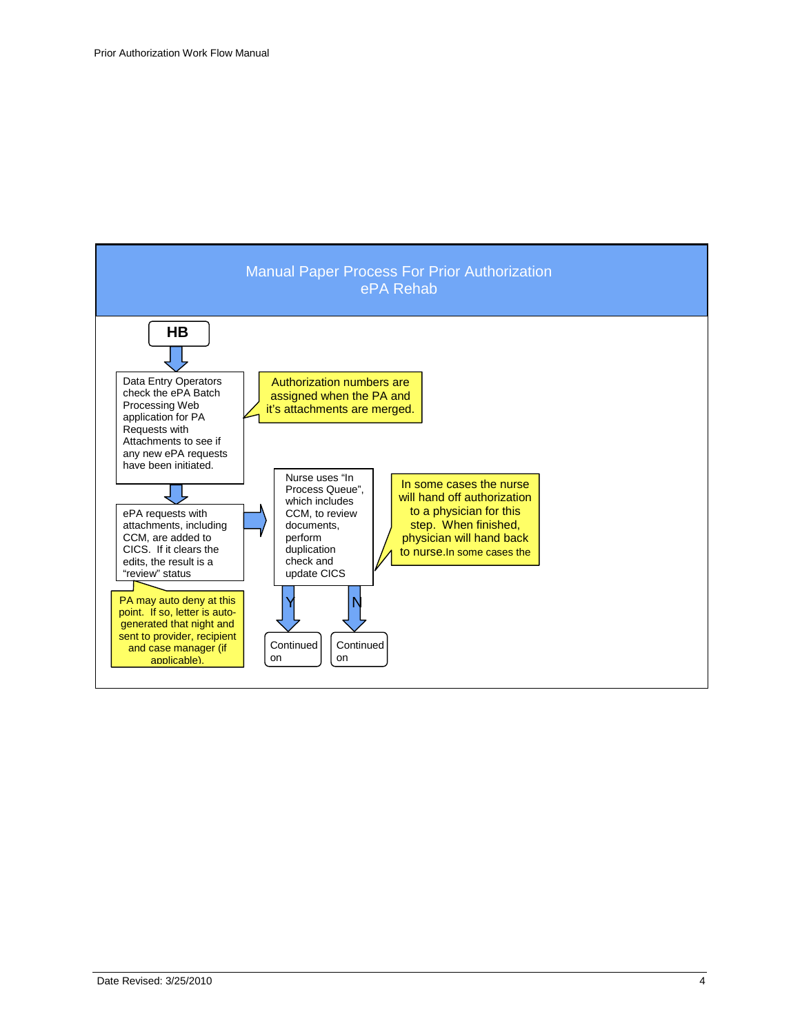## Manual Paper Process For Prior Authorization
## ePA Rehab

**HB**

Data Entry Operators check the ePA Batch Processing Web application for PA Requests with Attachments to see if any new ePA requests have been initiated.

Authorization numbers are assigned when the PA and it's attachments are merged.

ePA requests with attachments, including CCM, are added to CICS. If it clears the edits, the result is a "review" status

PA may auto deny at this point. If so, letter is auto-generated that night and sent to provider, recipient and case manager (if applicable).

Nurse uses "In Process Queue", which includes CCM, to review documents, perform duplication check and update CICS

In some cases the nurse will hand off authorization to a physician for this step. When finished, physician will hand back to nurse. In some cases the

Y → Continued on

N → Continued on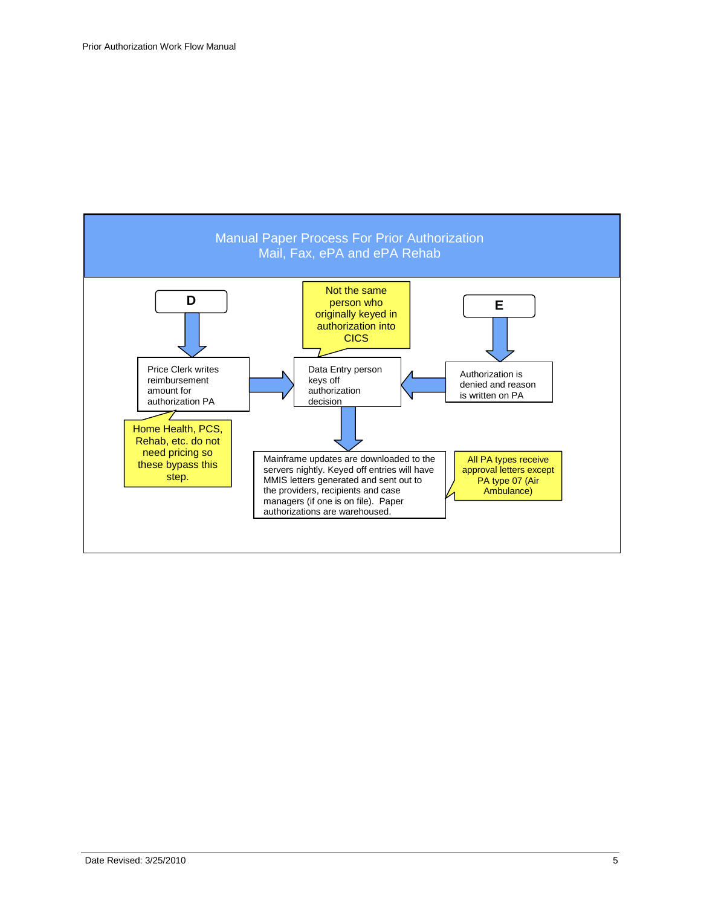## Manual Paper Process For Prior Authorization
## Mail, Fax, ePA and ePA Rehab

**D**

Price Clerk writes reimbursement amount for authorization PA

Home Health, PCS, Rehab, etc. do not need pricing so these bypass this step.

Not the same person who originally keyed in authorization into CICS

Data Entry person keys off authorization decision

**E**

Authorization is denied and reason is written on PA

Mainframe updates are downloaded to the servers nightly. Keyed off entries will have MMIS letters generated and sent out to the providers, recipients and case managers (if one is on file). Paper authorizations are warehoused.

All PA types receive approval letters except PA type 07 (Air Ambulance)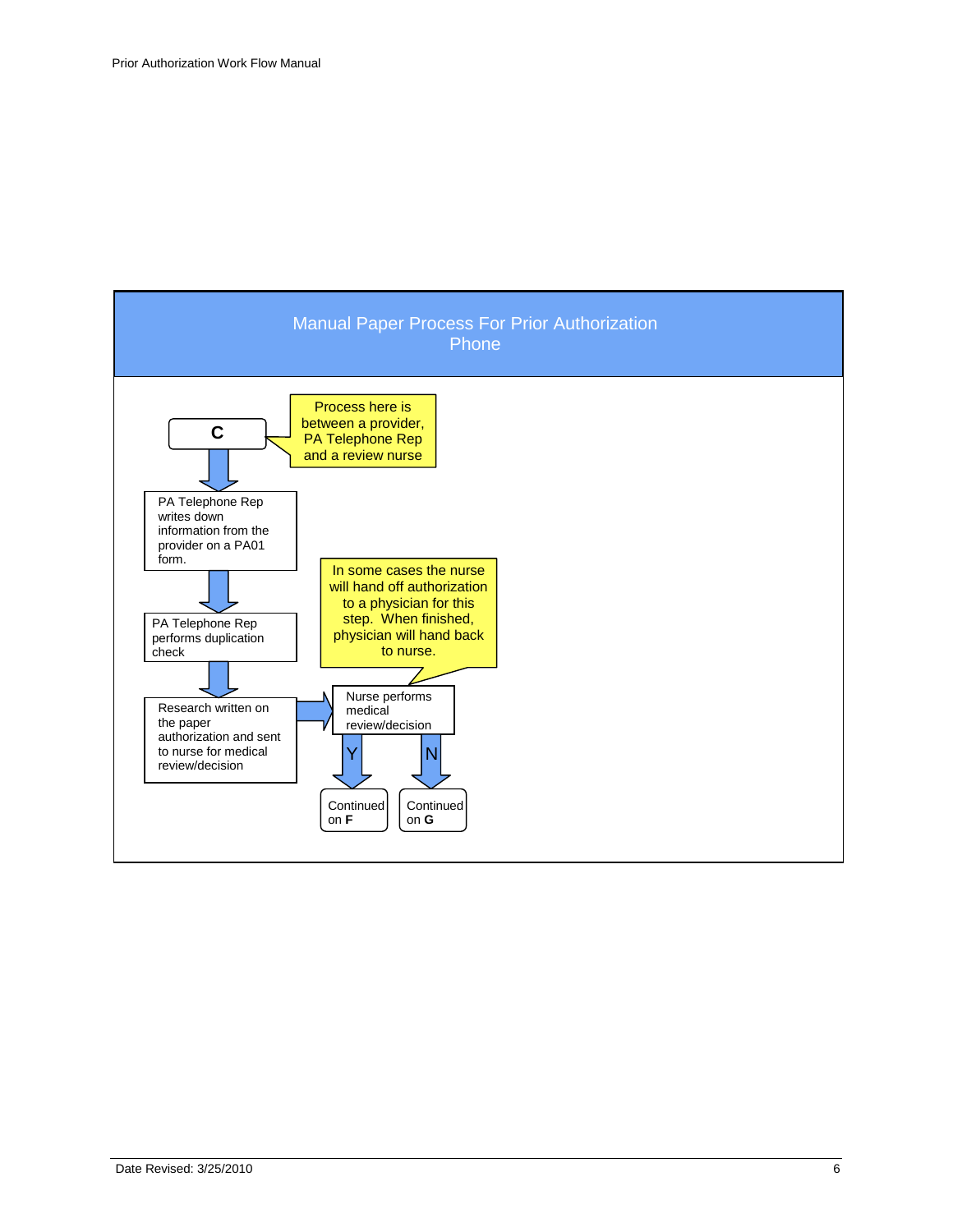## Manual Paper Process For Prior Authorization Phone

**C**

> Process here is between a provider, PA Telephone Rep and a review nurse

1. PA Telephone Rep writes down information from the provider on a PA01 form.
2. PA Telephone Rep performs duplication check
3. Research written on the paper authorization and sent to nurse for medical review/decision
4. Nurse performs medical review/decision

> In some cases the nurse will hand off authorization to a physician for this step. When finished, physician will hand back to nurse.

- Y → Continued on **F**
- N → Continued on **G**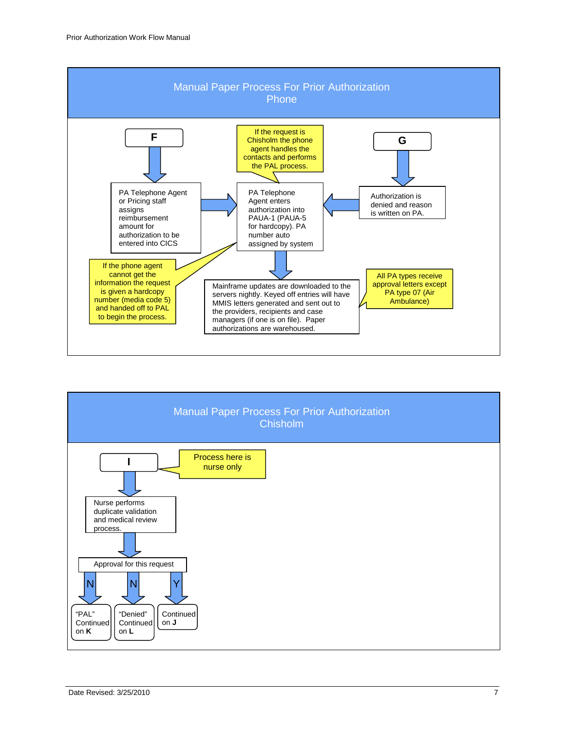## Manual Paper Process For Prior Authorization
## Phone

**F**

PA Telephone Agent or Pricing staff assigns reimbursement amount for authorization to be entered into CICS

If the request is Chisholm the phone agent handles the contacts and performs the PAL process.

PA Telephone Agent enters authorization into PAUA-1 (PAUA-5 for hardcopy). PA number auto assigned by system

**G**

Authorization is denied and reason is written on PA.

If the phone agent cannot get the information the request is given a hardcopy number (media code 5) and handed off to PAL to begin the process.

Mainframe updates are downloaded to the servers nightly. Keyed off entries will have MMIS letters generated and sent out to the providers, recipients and case managers (if one is on file). Paper authorizations are warehoused.

All PA types receive approval letters except PA type 07 (Air Ambulance)

## Manual Paper Process For Prior Authorization
## Chisholm

**I**

Process here is nurse only

Nurse performs duplicate validation and medical review process.

Approval for this request

- N → "PAL" Continued on **K**
- N → "Denied" Continued on **L**
- Y → Continued on **J**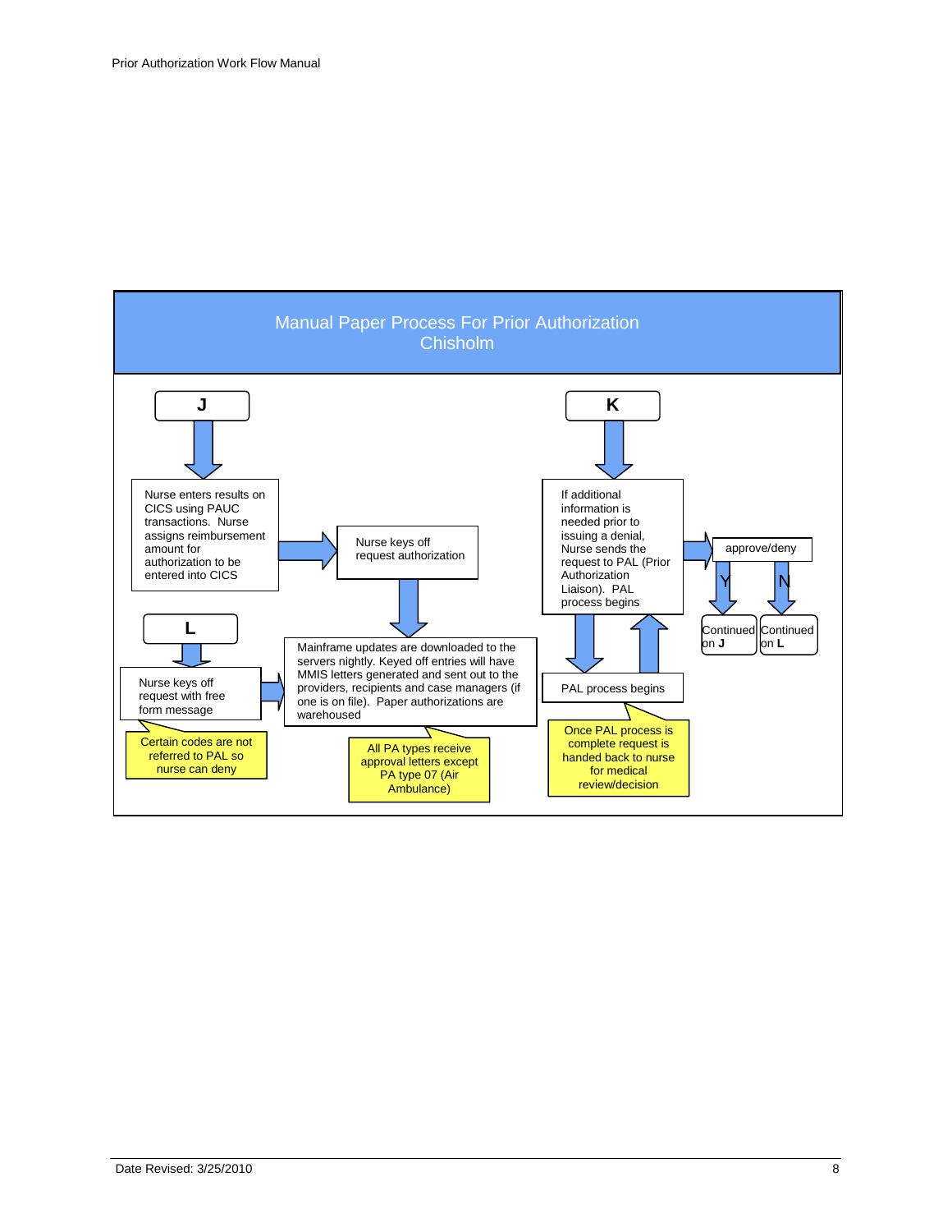# Manual Paper Process For Prior Authorization
## Chisholm

**J**

Nurse enters results on CICS using PAUC transactions. Nurse assigns reimbursement amount for authorization to be entered into CICS

Nurse keys off request authorization

Mainframe updates are downloaded to the servers nightly. Keyed off entries will have MMIS letters generated and sent out to the providers, recipients and case managers (if one is on file). Paper authorizations are warehoused

All PA types receive approval letters except PA type 07 (Air Ambulance)

**L**

Nurse keys off request with free form message

Certain codes are not referred to PAL so nurse can deny

**K**

If additional information is needed prior to issuing a denial, Nurse sends the request to PAL (Prior Authorization Liaison). PAL process begins

PAL process begins

Once PAL process is complete request is handed back to nurse for medical review/decision

approve/deny

Y

Continued on **J**

N

Continued on **L**